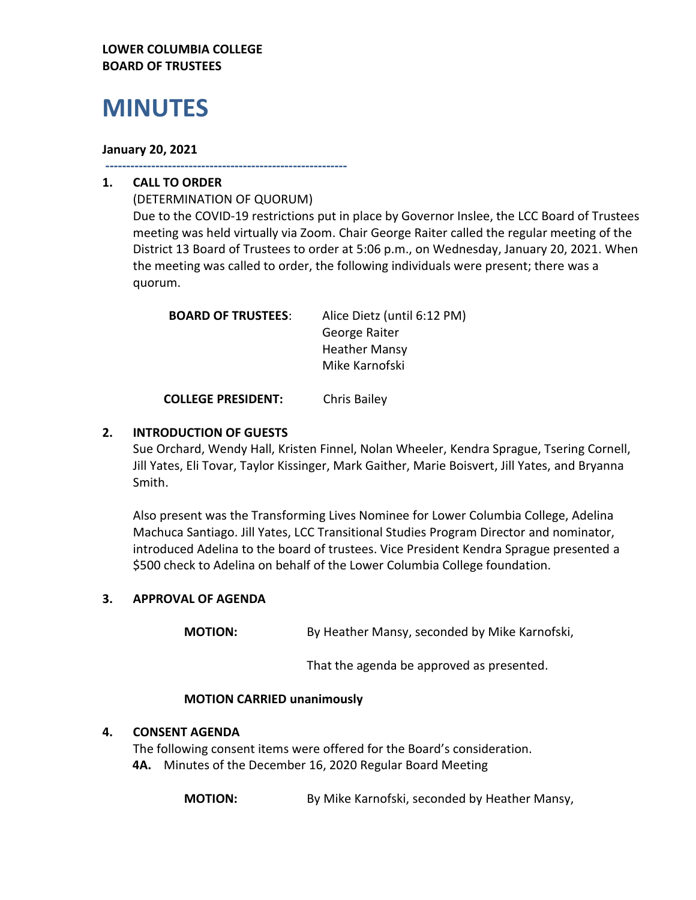**LOWER COLUMBIA COLLEGE**
**BOARD OF TRUSTEES**

# MINUTES

**January 20, 2021**

---

**1. CALL TO ORDER**

(DETERMINATION OF QUORUM)

Due to the COVID-19 restrictions put in place by Governor Inslee, the LCC Board of Trustees meeting was held virtually via Zoom. Chair George Raiter called the regular meeting of the District 13 Board of Trustees to order at 5:06 p.m., on Wednesday, January 20, 2021. When the meeting was called to order, the following individuals were present; there was a quorum.

**BOARD OF TRUSTEES**: Alice Dietz (until 6:12 PM)
George Raiter
Heather Mansy
Mike Karnofski

**COLLEGE PRESIDENT:** Chris Bailey

**2. INTRODUCTION OF GUESTS**

Sue Orchard, Wendy Hall, Kristen Finnel, Nolan Wheeler, Kendra Sprague, Tsering Cornell, Jill Yates, Eli Tovar, Taylor Kissinger, Mark Gaither, Marie Boisvert, Jill Yates, and Bryanna Smith.

Also present was the Transforming Lives Nominee for Lower Columbia College, Adelina Machuca Santiago. Jill Yates, LCC Transitional Studies Program Director and nominator, introduced Adelina to the board of trustees. Vice President Kendra Sprague presented a $500 check to Adelina on behalf of the Lower Columbia College foundation.

**3. APPROVAL OF AGENDA**

**MOTION:** By Heather Mansy, seconded by Mike Karnofski,

That the agenda be approved as presented.

**MOTION CARRIED unanimously**

**4. CONSENT AGENDA**

The following consent items were offered for the Board's consideration.

**4A.** Minutes of the December 16, 2020 Regular Board Meeting

**MOTION:** By Mike Karnofski, seconded by Heather Mansy,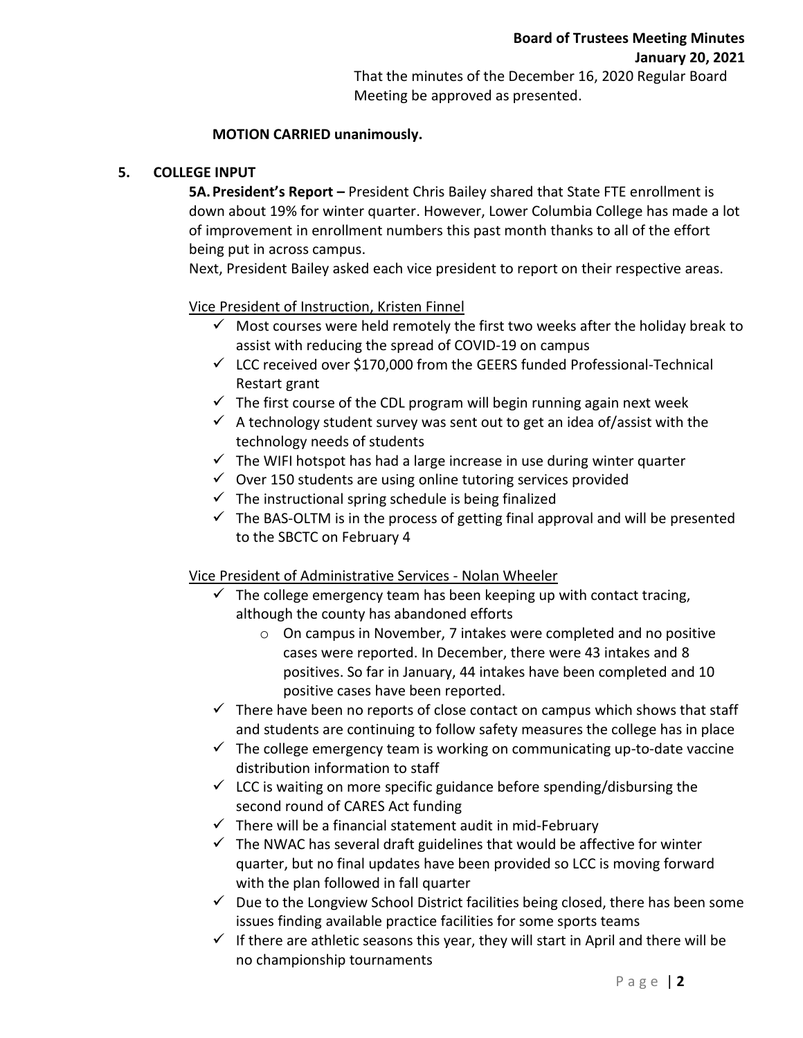That the minutes of the December 16, 2020 Regular Board Meeting be approved as presented.

**MOTION CARRIED unanimously.**

## 5. COLLEGE INPUT

**5A. President's Report –** President Chris Bailey shared that State FTE enrollment is down about 19% for winter quarter. However, Lower Columbia College has made a lot of improvement in enrollment numbers this past month thanks to all of the effort being put in across campus.

Next, President Bailey asked each vice president to report on their respective areas.

Vice President of Instruction, Kristen Finnel

- ✓ Most courses were held remotely the first two weeks after the holiday break to assist with reducing the spread of COVID-19 on campus
- ✓ LCC received over $170,000 from the GEERS funded Professional-Technical Restart grant
- ✓ The first course of the CDL program will begin running again next week
- ✓ A technology student survey was sent out to get an idea of/assist with the technology needs of students
- ✓ The WIFI hotspot has had a large increase in use during winter quarter
- ✓ Over 150 students are using online tutoring services provided
- ✓ The instructional spring schedule is being finalized
- ✓ The BAS-OLTM is in the process of getting final approval and will be presented to the SBCTC on February 4

Vice President of Administrative Services - Nolan Wheeler

- ✓ The college emergency team has been keeping up with contact tracing, although the county has abandoned efforts
  - o On campus in November, 7 intakes were completed and no positive cases were reported. In December, there were 43 intakes and 8 positives. So far in January, 44 intakes have been completed and 10 positive cases have been reported.
- ✓ There have been no reports of close contact on campus which shows that staff and students are continuing to follow safety measures the college has in place
- ✓ The college emergency team is working on communicating up-to-date vaccine distribution information to staff
- ✓ LCC is waiting on more specific guidance before spending/disbursing the second round of CARES Act funding
- ✓ There will be a financial statement audit in mid-February
- ✓ The NWAC has several draft guidelines that would be affective for winter quarter, but no final updates have been provided so LCC is moving forward with the plan followed in fall quarter
- ✓ Due to the Longview School District facilities being closed, there has been some issues finding available practice facilities for some sports teams
- ✓ If there are athletic seasons this year, they will start in April and there will be no championship tournaments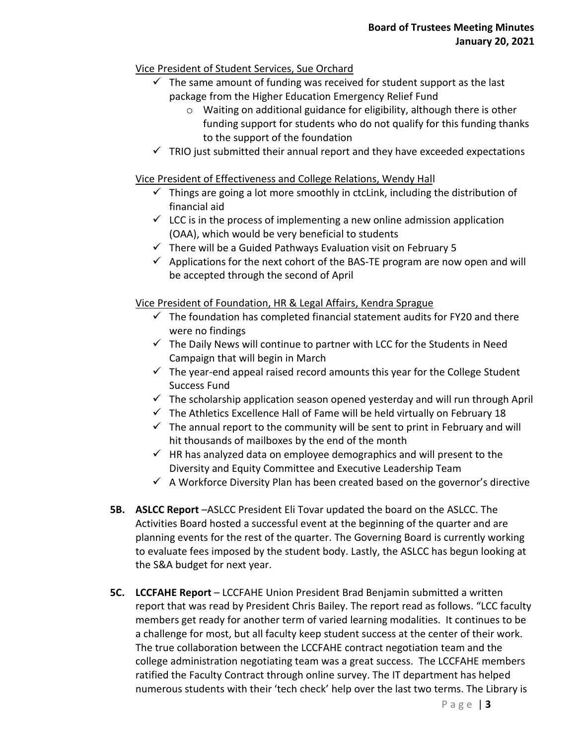Vice President of Student Services, Sue Orchard

- ✓ The same amount of funding was received for student support as the last package from the Higher Education Emergency Relief Fund
  - Waiting on additional guidance for eligibility, although there is other funding support for students who do not qualify for this funding thanks to the support of the foundation
- ✓ TRIO just submitted their annual report and they have exceeded expectations

Vice President of Effectiveness and College Relations, Wendy Hall

- ✓ Things are going a lot more smoothly in ctcLink, including the distribution of financial aid
- ✓ LCC is in the process of implementing a new online admission application (OAA), which would be very beneficial to students
- ✓ There will be a Guided Pathways Evaluation visit on February 5
- ✓ Applications for the next cohort of the BAS-TE program are now open and will be accepted through the second of April

Vice President of Foundation, HR & Legal Affairs, Kendra Sprague

- ✓ The foundation has completed financial statement audits for FY20 and there were no findings
- ✓ The Daily News will continue to partner with LCC for the Students in Need Campaign that will begin in March
- ✓ The year-end appeal raised record amounts this year for the College Student Success Fund
- ✓ The scholarship application season opened yesterday and will run through April
- ✓ The Athletics Excellence Hall of Fame will be held virtually on February 18
- ✓ The annual report to the community will be sent to print in February and will hit thousands of mailboxes by the end of the month
- ✓ HR has analyzed data on employee demographics and will present to the Diversity and Equity Committee and Executive Leadership Team
- ✓ A Workforce Diversity Plan has been created based on the governor's directive

**5B. ASLCC Report** –ASLCC President Eli Tovar updated the board on the ASLCC. The Activities Board hosted a successful event at the beginning of the quarter and are planning events for the rest of the quarter. The Governing Board is currently working to evaluate fees imposed by the student body. Lastly, the ASLCC has begun looking at the S&A budget for next year.

**5C. LCCFAHE Report** – LCCFAHE Union President Brad Benjamin submitted a written report that was read by President Chris Bailey. The report read as follows. "LCC faculty members get ready for another term of varied learning modalities. It continues to be a challenge for most, but all faculty keep student success at the center of their work. The true collaboration between the LCCFAHE contract negotiation team and the college administration negotiating team was a great success. The LCCFAHE members ratified the Faculty Contract through online survey. The IT department has helped numerous students with their 'tech check' help over the last two terms. The Library is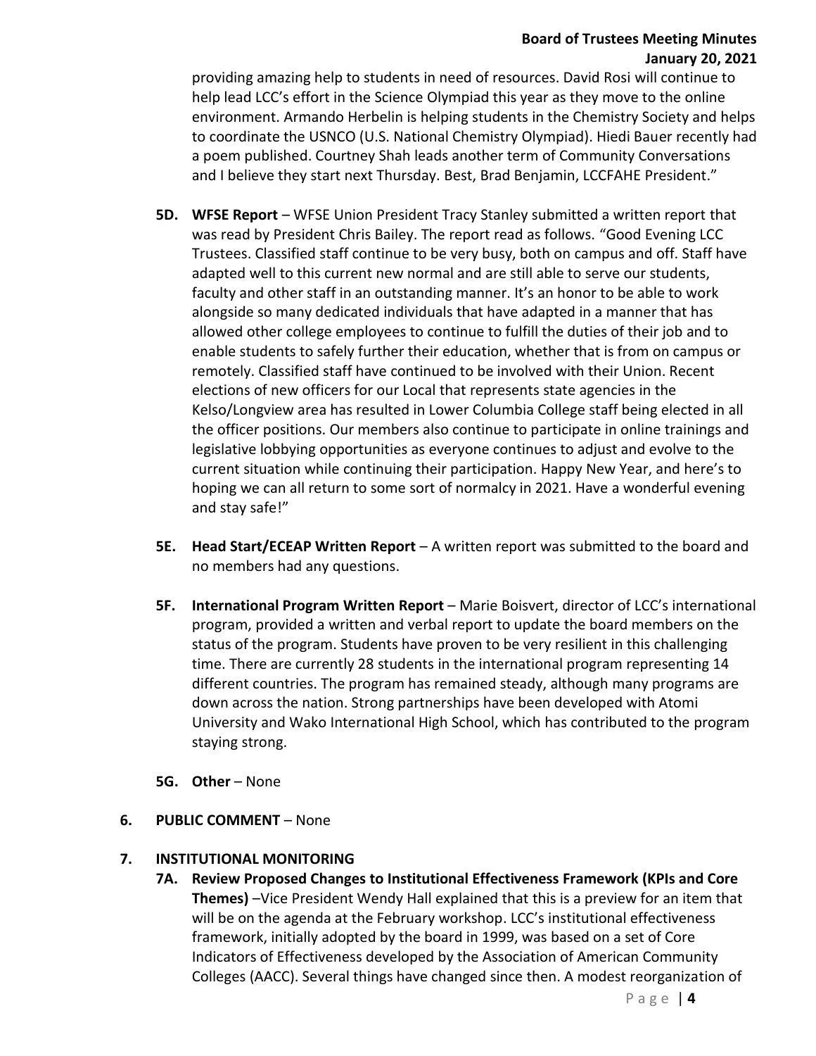providing amazing help to students in need of resources. David Rosi will continue to help lead LCC's effort in the Science Olympiad this year as they move to the online environment. Armando Herbelin is helping students in the Chemistry Society and helps to coordinate the USNCO (U.S. National Chemistry Olympiad). Hiedi Bauer recently had a poem published. Courtney Shah leads another term of Community Conversations and I believe they start next Thursday. Best, Brad Benjamin, LCCFAHE President."

**5D. WFSE Report** – WFSE Union President Tracy Stanley submitted a written report that was read by President Chris Bailey. The report read as follows. "Good Evening LCC Trustees. Classified staff continue to be very busy, both on campus and off. Staff have adapted well to this current new normal and are still able to serve our students, faculty and other staff in an outstanding manner. It's an honor to be able to work alongside so many dedicated individuals that have adapted in a manner that has allowed other college employees to continue to fulfill the duties of their job and to enable students to safely further their education, whether that is from on campus or remotely. Classified staff have continued to be involved with their Union. Recent elections of new officers for our Local that represents state agencies in the Kelso/Longview area has resulted in Lower Columbia College staff being elected in all the officer positions. Our members also continue to participate in online trainings and legislative lobbying opportunities as everyone continues to adjust and evolve to the current situation while continuing their participation. Happy New Year, and here's to hoping we can all return to some sort of normalcy in 2021. Have a wonderful evening and stay safe!"

**5E. Head Start/ECEAP Written Report** – A written report was submitted to the board and no members had any questions.

**5F. International Program Written Report** – Marie Boisvert, director of LCC's international program, provided a written and verbal report to update the board members on the status of the program. Students have proven to be very resilient in this challenging time. There are currently 28 students in the international program representing 14 different countries. The program has remained steady, although many programs are down across the nation. Strong partnerships have been developed with Atomi University and Wako International High School, which has contributed to the program staying strong.

**5G. Other** – None

**6. PUBLIC COMMENT** – None

**7. INSTITUTIONAL MONITORING**

**7A. Review Proposed Changes to Institutional Effectiveness Framework (KPIs and Core Themes)** –Vice President Wendy Hall explained that this is a preview for an item that will be on the agenda at the February workshop. LCC's institutional effectiveness framework, initially adopted by the board in 1999, was based on a set of Core Indicators of Effectiveness developed by the Association of American Community Colleges (AACC). Several things have changed since then. A modest reorganization of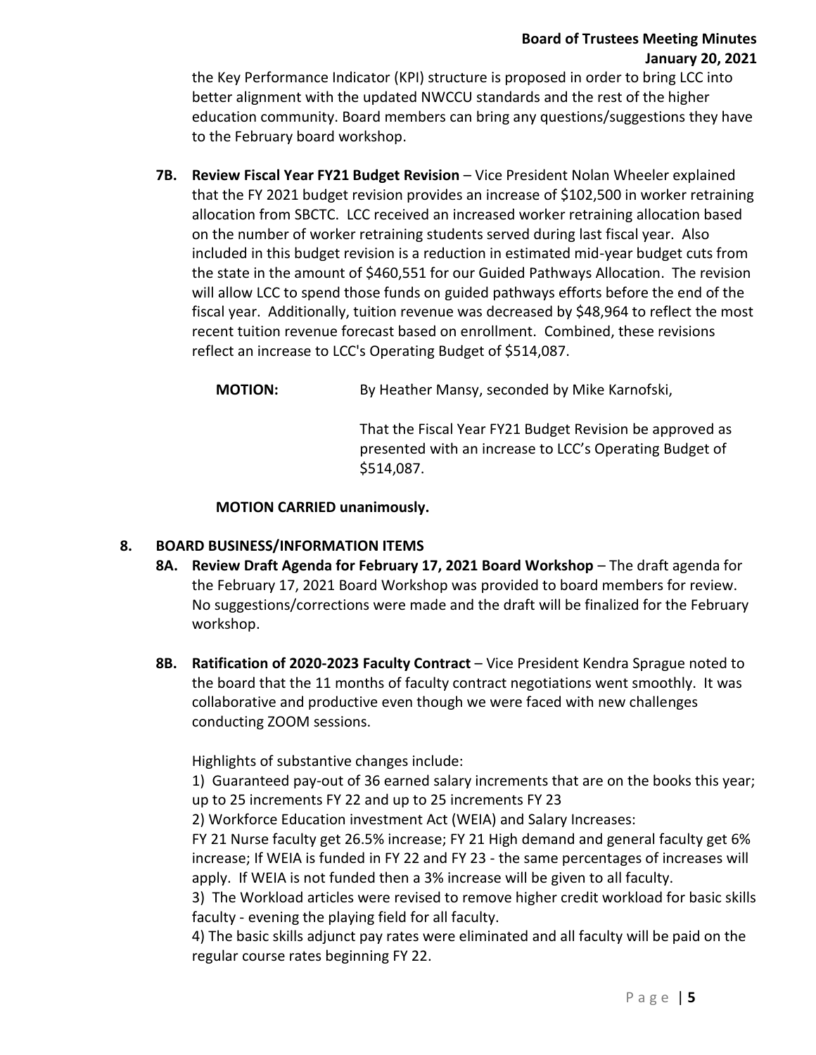the Key Performance Indicator (KPI) structure is proposed in order to bring LCC into better alignment with the updated NWCCU standards and the rest of the higher education community. Board members can bring any questions/suggestions they have to the February board workshop.

**7B. Review Fiscal Year FY21 Budget Revision** – Vice President Nolan Wheeler explained that the FY 2021 budget revision provides an increase of $102,500 in worker retraining allocation from SBCTC. LCC received an increased worker retraining allocation based on the number of worker retraining students served during last fiscal year. Also included in this budget revision is a reduction in estimated mid-year budget cuts from the state in the amount of $460,551 for our Guided Pathways Allocation. The revision will allow LCC to spend those funds on guided pathways efforts before the end of the fiscal year. Additionally, tuition revenue was decreased by $48,964 to reflect the most recent tuition revenue forecast based on enrollment. Combined, these revisions reflect an increase to LCC's Operating Budget of $514,087.

**MOTION:** By Heather Mansy, seconded by Mike Karnofski,

That the Fiscal Year FY21 Budget Revision be approved as presented with an increase to LCC's Operating Budget of $514,087.

**MOTION CARRIED unanimously.**

## 8. BOARD BUSINESS/INFORMATION ITEMS

**8A. Review Draft Agenda for February 17, 2021 Board Workshop** – The draft agenda for the February 17, 2021 Board Workshop was provided to board members for review. No suggestions/corrections were made and the draft will be finalized for the February workshop.

**8B. Ratification of 2020-2023 Faculty Contract** – Vice President Kendra Sprague noted to the board that the 11 months of faculty contract negotiations went smoothly. It was collaborative and productive even though we were faced with new challenges conducting ZOOM sessions.

Highlights of substantive changes include:

1) Guaranteed pay-out of 36 earned salary increments that are on the books this year; up to 25 increments FY 22 and up to 25 increments FY 23

2) Workforce Education investment Act (WEIA) and Salary Increases:
FY 21 Nurse faculty get 26.5% increase; FY 21 High demand and general faculty get 6% increase; If WEIA is funded in FY 22 and FY 23 - the same percentages of increases will apply. If WEIA is not funded then a 3% increase will be given to all faculty.

3) The Workload articles were revised to remove higher credit workload for basic skills faculty - evening the playing field for all faculty.

4) The basic skills adjunct pay rates were eliminated and all faculty will be paid on the regular course rates beginning FY 22.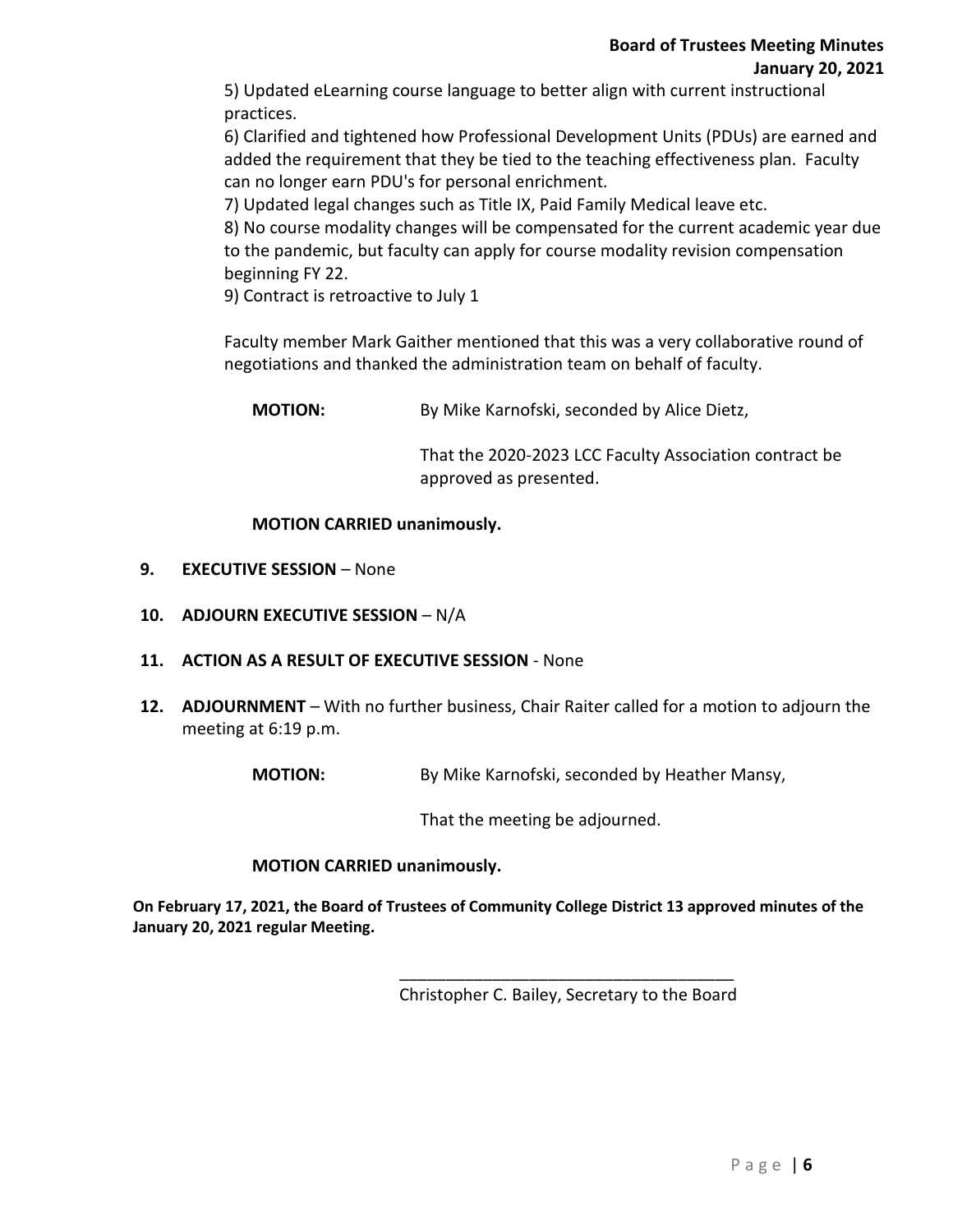5) Updated eLearning course language to better align with current instructional practices.

6) Clarified and tightened how Professional Development Units (PDUs) are earned and added the requirement that they be tied to the teaching effectiveness plan. Faculty can no longer earn PDU's for personal enrichment.

7) Updated legal changes such as Title IX, Paid Family Medical leave etc.

8) No course modality changes will be compensated for the current academic year due to the pandemic, but faculty can apply for course modality revision compensation beginning FY 22.

9) Contract is retroactive to July 1

Faculty member Mark Gaither mentioned that this was a very collaborative round of negotiations and thanked the administration team on behalf of faculty.

**MOTION:** By Mike Karnofski, seconded by Alice Dietz,

That the 2020-2023 LCC Faculty Association contract be approved as presented.

**MOTION CARRIED unanimously.**

9. **EXECUTIVE SESSION** – None

10. **ADJOURN EXECUTIVE SESSION** – N/A

11. **ACTION AS A RESULT OF EXECUTIVE SESSION** - None

12. **ADJOURNMENT** – With no further business, Chair Raiter called for a motion to adjourn the meeting at 6:19 p.m.

**MOTION:** By Mike Karnofski, seconded by Heather Mansy,

That the meeting be adjourned.

**MOTION CARRIED unanimously.**

**On February 17, 2021, the Board of Trustees of Community College District 13 approved minutes of the January 20, 2021 regular Meeting.**

\_\_\_\_\_\_\_\_\_\_\_\_\_\_\_\_\_\_\_\_\_\_\_\_\_\_\_\_\_\_\_\_\_\_\_\_\_

Christopher C. Bailey, Secretary to the Board